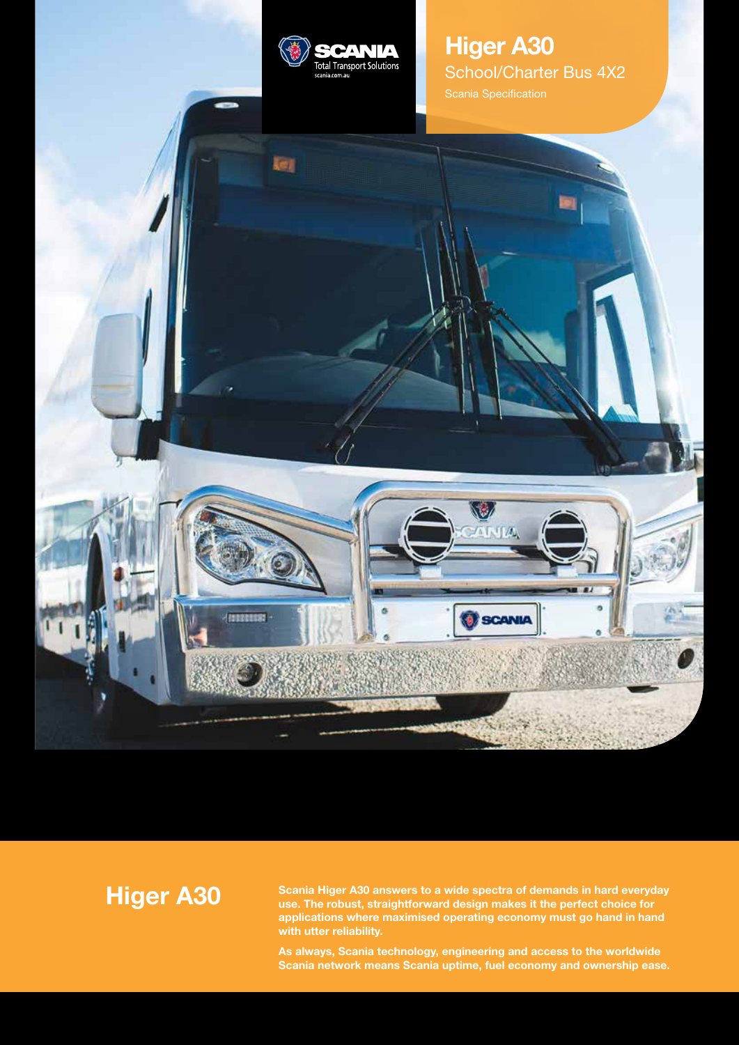SCANIA
Total Transport Solutions
scania.com.au

# Higer A30

School/Charter Bus 4X2

Scania Specification

## Higer A30

**Scania Higer A30 answers to a wide spectra of demands in hard everyday use. The robust, straightforward design makes it the perfect choice for applications where maximised operating economy must go hand in hand with utter reliability.**

**As always, Scania technology, engineering and access to the worldwide Scania network means Scania uptime, fuel economy and ownership ease.**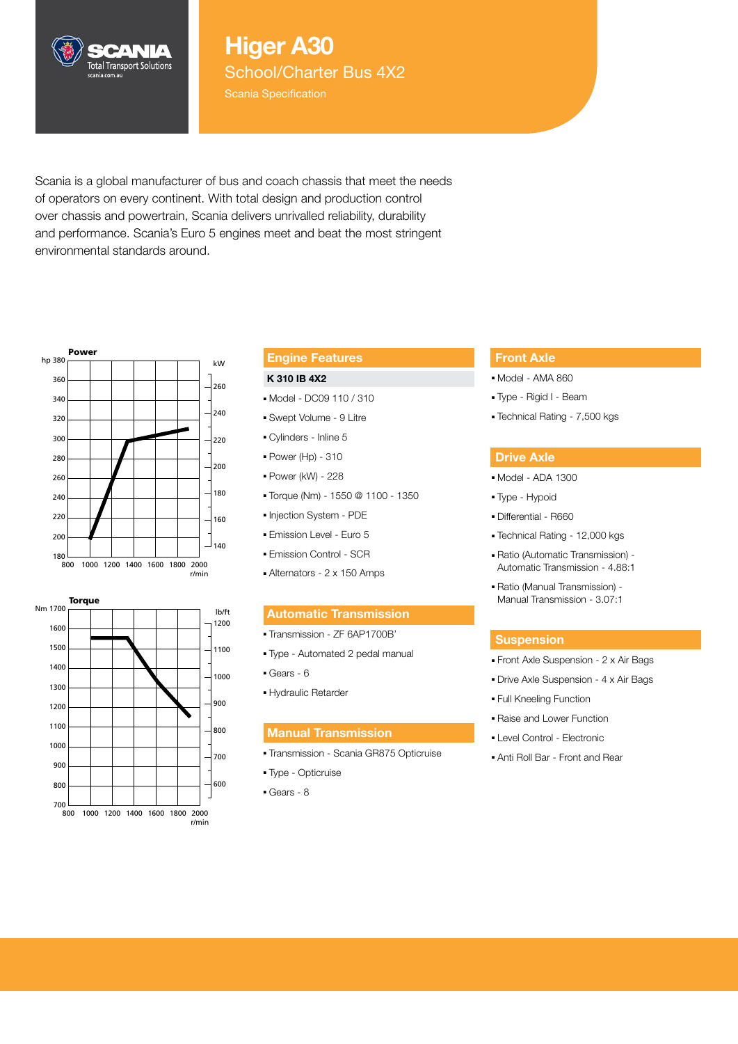# Higer A30

## School/Charter Bus 4X2

Scania Specification

Scania is a global manufacturer of bus and coach chassis that meet the needs of operators on every continent. With total design and production control over chassis and powertrain, Scania delivers unrivalled reliability, durability and performance. Scania's Euro 5 engines meet and beat the most stringent environmental standards around.

### Engine Features

**K 310 IB 4X2**

- Model - DC09 110 / 310
- Swept Volume - 9 Litre
- Cylinders - Inline 5
- Power (Hp) - 310
- Power (kW) - 228
- Torque (Nm) - 1550 @ 1100 - 1350
- Injection System - PDE
- Emission Level - Euro 5
- Emission Control - SCR
- Alternators - 2 x 150 Amps

### Automatic Transmission

- Transmission - ZF 6AP1700B'
- Type - Automated 2 pedal manual
- Gears - 6
- Hydraulic Retarder

### Manual Transmission

- Transmission - Scania GR875 Opticruise
- Type - Opticruise
- Gears - 8

### Front Axle

- Model - AMA 860
- Type - Rigid I - Beam
- Technical Rating - 7,500 kgs

### Drive Axle

- Model - ADA 1300
- Type - Hypoid
- Differential - R660
- Technical Rating - 12,000 kgs
- Ratio (Automatic Transmission) - Automatic Transmission - 4.88:1
- Ratio (Manual Transmission) - Manual Transmission - 3.07:1

### Suspension

- Front Axle Suspension - 2 x Air Bags
- Drive Axle Suspension - 4 x Air Bags
- Full Kneeling Function
- Raise and Lower Function
- Level Control - Electronic
- Anti Roll Bar - Front and Rear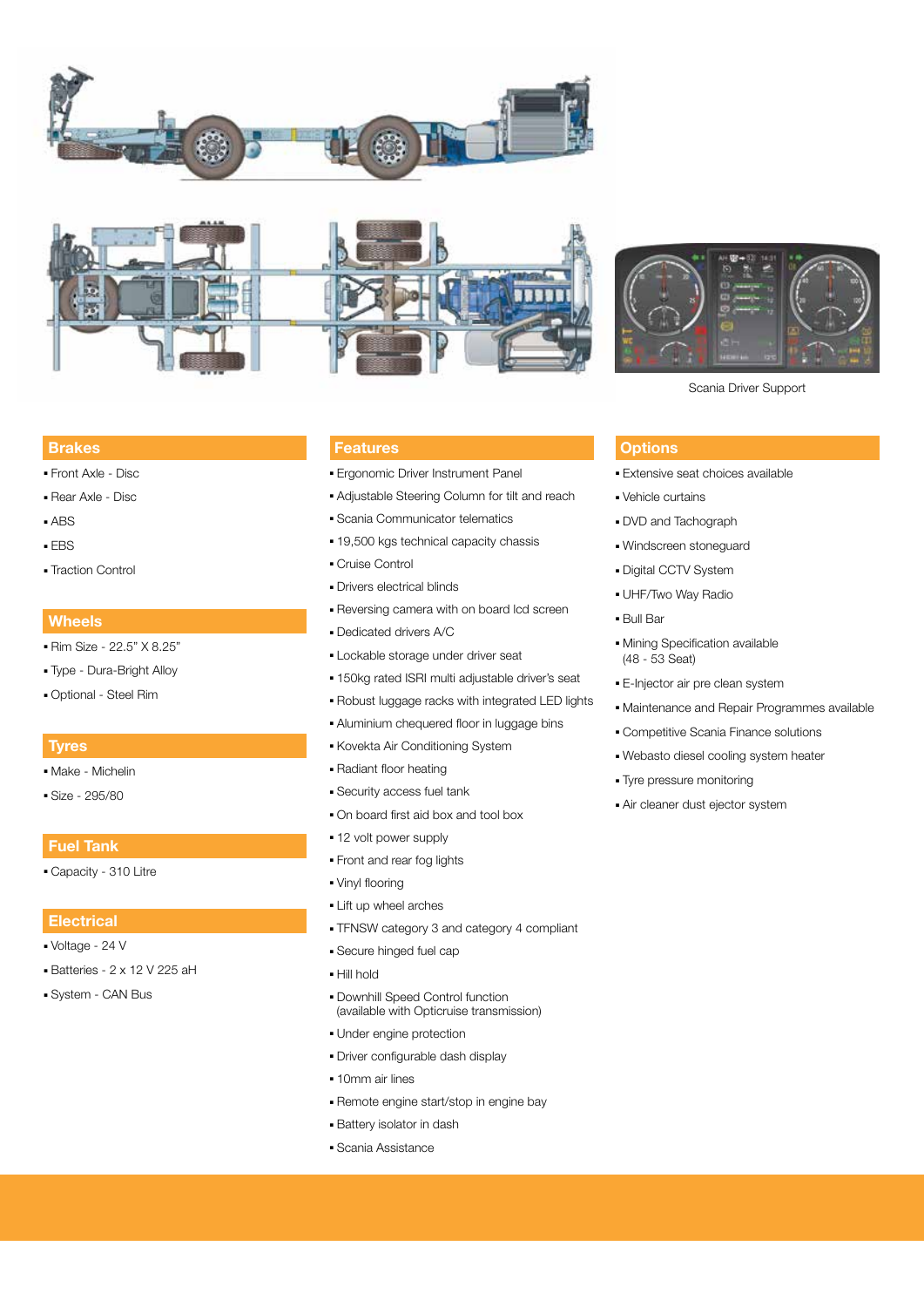Scania Driver Support

## Brakes

- Front Axle - Disc
- Rear Axle - Disc
- ABS
- EBS
- Traction Control

## Wheels

- Rim Size - 22.5" X 8.25"
- Type - Dura-Bright Alloy
- Optional - Steel Rim

## Tyres

- Make - Michelin
- Size - 295/80

## Fuel Tank

- Capacity - 310 Litre

## Electrical

- Voltage - 24 V
- Batteries - 2 x 12 V 225 aH
- System - CAN Bus

## Features

- Ergonomic Driver Instrument Panel
- Adjustable Steering Column for tilt and reach
- Scania Communicator telematics
- 19,500 kgs technical capacity chassis
- Cruise Control
- Drivers electrical blinds
- Reversing camera with on board lcd screen
- Dedicated drivers A/C
- Lockable storage under driver seat
- 150kg rated ISRI multi adjustable driver's seat
- Robust luggage racks with integrated LED lights
- Aluminium chequered floor in luggage bins
- Kovekta Air Conditioning System
- Radiant floor heating
- Security access fuel tank
- On board first aid box and tool box
- 12 volt power supply
- Front and rear fog lights
- Vinyl flooring
- Lift up wheel arches
- TFNSW category 3 and category 4 compliant
- Secure hinged fuel cap
- Hill hold
- Downhill Speed Control function (available with Opticruise transmission)
- Under engine protection
- Driver configurable dash display
- 10mm air lines
- Remote engine start/stop in engine bay
- Battery isolator in dash
- Scania Assistance

## Options

- Extensive seat choices available
- Vehicle curtains
- DVD and Tachograph
- Windscreen stoneguard
- Digital CCTV System
- UHF/Two Way Radio
- Bull Bar
- Mining Specification available (48 - 53 Seat)
- E-Injector air pre clean system
- Maintenance and Repair Programmes available
- Competitive Scania Finance solutions
- Webasto diesel cooling system heater
- Tyre pressure monitoring
- Air cleaner dust ejector system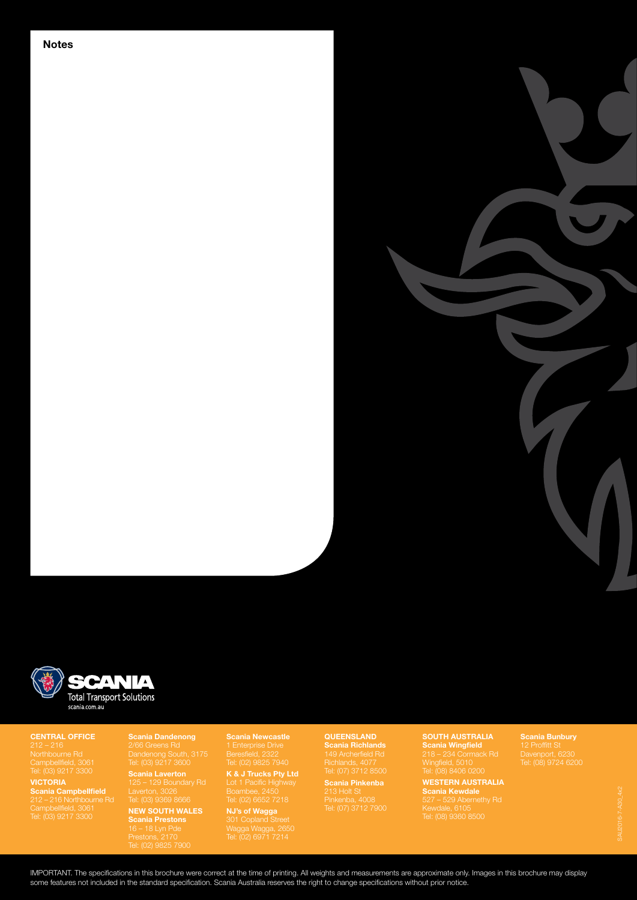**Notes**

**SCANIA**
Total Transport Solutions
scania.com.au

**CENTRAL OFFICE**
212 – 216
Northbourne Rd
Campbellfield, 3061
Tel: (03) 9217 3300

**VICTORIA**
**Scania Campbellfield**
212 – 216 Northbourne Rd
Campbellfield, 3061
Tel: (03) 9217 3300

**Scania Dandenong**
2/66 Greens Rd
Dandenong South, 3175
Tel: (03) 9217 3600

**Scania Laverton**
125 – 129 Boundary Rd
Laverton, 3026
Tel: (03) 9369 8666

**NEW SOUTH WALES**
**Scania Prestons**
16 – 18 Lyn Pde
Prestons, 2170
Tel: (02) 9825 7900

**Scania Newcastle**
1 Enterprise Drive
Beresfield, 2322
Tel: (02) 9825 7940

**K & J Trucks Pty Ltd**
Lot 1 Pacific Highway
Boambee, 2450
Tel: (02) 6652 7218

**NJ's of Wagga**
301 Copland Street
Wagga Wagga, 2650
Tel: (02) 6971 7214

**QUEENSLAND**
**Scania Richlands**
149 Archerfield Rd
Richlands, 4077
Tel: (07) 3712 8500

**Scania Pinkenba**
213 Holt St
Pinkenba, 4008
Tel: (07) 3712 7900

**SOUTH AUSTRALIA**
**Scania Wingfield**
218 – 234 Cormack Rd
Wingfield, 5010
Tel: (08) 8406 0200

**WESTERN AUSTRALIA**
**Scania Kewdale**
527 – 529 Abernethy Rd
Kewdale, 6105
Tel: (08) 9360 8500

**Scania Bunbury**
12 Proffitt St
Davenport, 6230
Tel: (08) 9724 6200

SA|2016-7-A30_4x2

IMPORTANT. The specifications in this brochure were correct at the time of printing. All weights and measurements are approximate only. Images in this brochure may display some features not included in the standard specification. Scania Australia reserves the right to change specifications without prior notice.